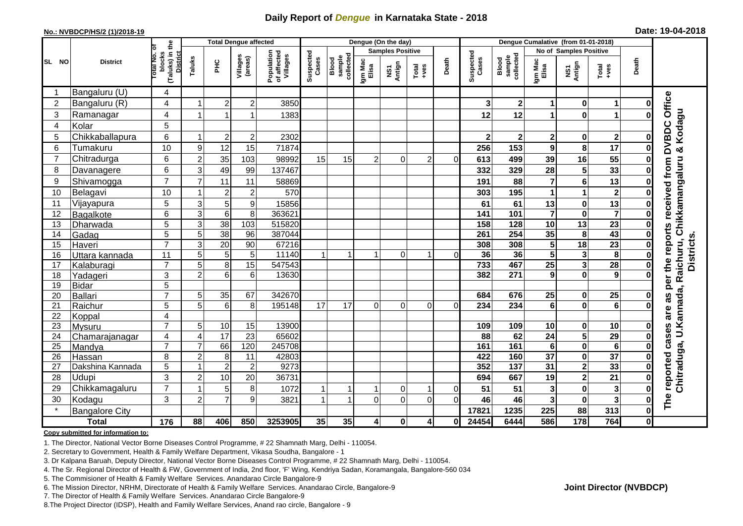# Daily Report of *Dengue* in Karnataka State - 2018

**No.: NVBDCP/HS/2 (1)/2018-19**

**Date: 19-04-2018**

| SL NO | District | Total No. of blocks (Taluks) in the District | Total Dengue affected | | | | Dengue (On the day) | | | | | | | Dengue Cumalative (from 01-01-2018) | | | | | | | |
|---|---|---|---|---|---|---|---|---|---|---|---|---|---|---|---|---|---|---|---|---|
| | | | Taluks | PHC | Villages (areas) | Population of affected Villages | Suspected Cases | Blood sample collected | Samples Positive | | | Death | Suspected Cases | Blood sample collected | No of Samples Positive | | | Death | |
| | | | | | | | | | Igm Mac Elisa | NS1 Antign | Total +ves | | | | Igm Mac Elisa | NS1 Antign | Total +ves | | |
| 1 | Bangaluru (U) | 4 | | | | | | | | | | | | | | | | | The reported cases are as per the reports received from DVBDC Office Chitraduga, U.Kannada, Raichuru, Chikkamangaluru & Kodagu Districts. |
| 2 | Bangaluru (R) | 4 | 1 | 2 | 2 | 3850 | | | | | | | 3 | 2 | 1 | 0 | 1 | 0 | |
| 3 | Ramanagar | 4 | 1 | 1 | 1 | 1383 | | | | | | | 12 | 12 | 1 | 0 | 1 | 0 | |
| 4 | Kolar | 5 | | | | | | | | | | | | | | | | | |
| 5 | Chikkaballapura | 6 | 1 | 2 | 2 | 2302 | | | | | | | 2 | 2 | 2 | 0 | 2 | 0 | |
| 6 | Tumakuru | 10 | 9 | 12 | 15 | 71874 | | | | | | | 256 | 153 | 9 | 8 | 17 | 0 | |
| 7 | Chitradurga | 6 | 2 | 35 | 103 | 98992 | 15 | 15 | 2 | 0 | 2 | 0 | 613 | 499 | 39 | 16 | 55 | 0 | |
| 8 | Davanagere | 6 | 3 | 49 | 99 | 137467 | | | | | | | 332 | 329 | 28 | 5 | 33 | 0 | |
| 9 | Shivamogga | 7 | 7 | 11 | 11 | 58869 | | | | | | | 191 | 88 | 7 | 6 | 13 | 0 | |
| 10 | Belagavi | 10 | 1 | 2 | 2 | 570 | | | | | | | 303 | 195 | 1 | 1 | 2 | 0 | |
| 11 | Vijayapura | 5 | 3 | 5 | 9 | 15856 | | | | | | | 61 | 61 | 13 | 0 | 13 | 0 | |
| 12 | Bagalkote | 6 | 3 | 6 | 8 | 363621 | | | | | | | 141 | 101 | 7 | 0 | 7 | 0 | |
| 13 | Dharwada | 5 | 3 | 38 | 103 | 515820 | | | | | | | 158 | 128 | 10 | 13 | 23 | 0 | |
| 14 | Gadag | 5 | 5 | 38 | 96 | 387044 | | | | | | | 261 | 254 | 35 | 8 | 43 | 0 | |
| 15 | Haveri | 7 | 3 | 20 | 90 | 67216 | | | | | | | 308 | 308 | 5 | 18 | 23 | 0 | |
| 16 | Uttara kannada | 11 | 5 | 5 | 5 | 11140 | 1 | 1 | 1 | 0 | 1 | 0 | 36 | 36 | 5 | 3 | 8 | 0 | |
| 17 | Kalaburagi | 7 | 5 | 8 | 15 | 547543 | | | | | | | 733 | 467 | 25 | 3 | 28 | 0 | |
| 18 | Yadageri | 3 | 2 | 6 | 6 | 13630 | | | | | | | 382 | 271 | 9 | 0 | 9 | 0 | |
| 19 | Bidar | 5 | | | | | | | | | | | | | | | | | |
| 20 | Ballari | 7 | 5 | 35 | 67 | 342670 | | | | | | | 684 | 676 | 25 | 0 | 25 | 0 | |
| 21 | Raichur | 5 | 5 | 6 | 8 | 195148 | 17 | 17 | 0 | 0 | 0 | 0 | 234 | 234 | 6 | 0 | 6 | 0 | |
| 22 | Koppal | 4 | | | | | | | | | | | | | | | | | |
| 23 | Mysuru | 7 | 5 | 10 | 15 | 13900 | | | | | | | 109 | 109 | 10 | 0 | 10 | 0 | |
| 24 | Chamarajanagar | 4 | 4 | 17 | 23 | 65602 | | | | | | | 88 | 62 | 24 | 5 | 29 | 0 | |
| 25 | Mandya | 7 | 7 | 66 | 120 | 245708 | | | | | | | 161 | 161 | 6 | 0 | 6 | 0 | |
| 26 | Hassan | 8 | 2 | 8 | 11 | 42803 | | | | | | | 422 | 160 | 37 | 0 | 37 | 0 | |
| 27 | Dakshina Kannada | 5 | 1 | 2 | 2 | 9273 | | | | | | | 352 | 137 | 31 | 2 | 33 | 0 | |
| 28 | Udupi | 3 | 2 | 10 | 20 | 36731 | | | | | | | 694 | 667 | 19 | 2 | 21 | 0 | |
| 29 | Chikkamagaluru | 7 | 1 | 5 | 8 | 1072 | 1 | 1 | 1 | 0 | 1 | 0 | 51 | 51 | 3 | 0 | 3 | 0 | |
| 30 | Kodagu | 3 | 2 | 7 | 9 | 3821 | 1 | 1 | 0 | 0 | 0 | 0 | 46 | 46 | 3 | 0 | 3 | 0 | |
| * | Bangalore City | | | | | | | | | | | | 17821 | 1235 | 225 | 88 | 313 | 0 | |
| | **Total** | **176** | **88** | **406** | **850** | **3253905** | **35** | **35** | **4** | **0** | **4** | **0** | **24454** | **6444** | **586** | **178** | **764** | **0** | |

**Copy submitted for information to:**

1. The Director, National Vector Borne Diseases Control Programme, # 22 Shamnath Marg, Delhi - 110054.
2. Secretary to Government, Health & Family Welfare Department, Vikasa Soudha, Bangalore - 1
3. Dr Kalpana Baruah, Deputy Director, National Vector Borne Diseases Control Programme, # 22 Shamnath Marg, Delhi - 110054.
4. The Sr. Regional Director of Health & FW, Government of India, 2nd floor, 'F' Wing, Kendriya Sadan, Koramangala, Bangalore-560 034
5. The Commisioner of Health & Family Welfare Services. Anandarao Circle Bangalore-9
6. The Mission Director, NRHM, Directorate of Health & Family Welfare Services. Anandarao Circle, Bangalore-9
7. The Director of Health & Family Welfare Services. Anandarao Circle Bangalore-9
8. The Project Director (IDSP), Health and Family Welfare Services, Anand rao circle, Bangalore - 9

**Joint Director (NVBDCP)**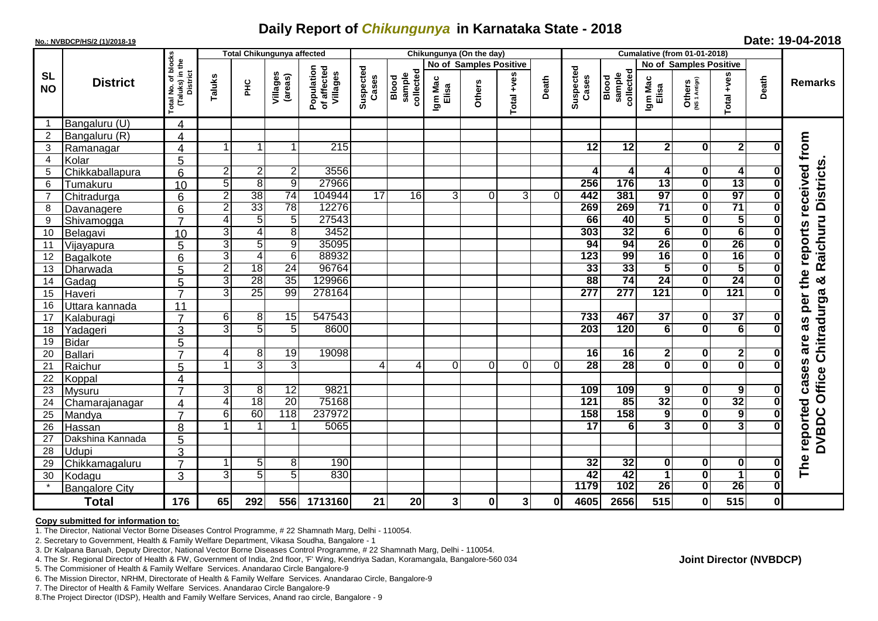# Daily Report of *Chikungunya* in Karnataka State - 2018

**No.: NVBDCP/HS/2 (1)/2018-19**

**Date: 19-04-2018**

| SL NO | District | Total No. of blocks (Taluks) in the District | Total Chikungunya affected | | | | Chikungunya (On the day) | | | | | | | Cumalative (from 01-01-2018) | | | | | | | Remarks |
|---|---|---|---|---|---|---|---|---|---|---|---|---|---|---|---|---|---|---|---|---|---|
| | | | | | | | | | No of Samples Positive | | | | | | No of Samples Positive | | | | | | |
| | | | Taluks | PHC | Villages (areas) | Population of affected Villages | Suspected Cases | Blood sample collected | Igm Mac Elisa | Others | Total +ves | Death | Suspected Cases | Blood sample collected | Igm Mac Elisa | Others (NS 1 Antign) | Total +ves | Death | |
| 1 | Bangaluru (U) | 4 | | | | | | | | | | | | | | | | | The reported cases are as per the reports received from DVBDC Office Chitradurga & Raichuru Districts. |
| 2 | Bangaluru (R) | 4 | | | | | | | | | | | | | | | | | |
| 3 | Ramanagar | 4 | 1 | 1 | 1 | 215 | | | | | | | 12 | 12 | 2 | 0 | 2 | 0 | |
| 4 | Kolar | 5 | | | | | | | | | | | | | | | | | |
| 5 | Chikkaballapura | 6 | 2 | 2 | 2 | 3556 | | | | | | | 4 | 4 | 4 | 0 | 4 | 0 | |
| 6 | Tumakuru | 10 | 5 | 8 | 9 | 27966 | | | | | | | 256 | 176 | 13 | 0 | 13 | 0 | |
| 7 | Chitradurga | 6 | 2 | 38 | 74 | 104944 | 17 | 16 | 3 | 0 | 3 | 0 | 442 | 381 | 97 | 0 | 97 | 0 | |
| 8 | Davanagere | 6 | 2 | 33 | 78 | 12276 | | | | | | | 269 | 269 | 71 | 0 | 71 | 0 | |
| 9 | Shivamogga | 7 | 4 | 5 | 5 | 27543 | | | | | | | 66 | 40 | 5 | 0 | 5 | 0 | |
| 10 | Belagavi | 10 | 3 | 4 | 8 | 3452 | | | | | | | 303 | 32 | 6 | 0 | 6 | 0 | |
| 11 | Vijayapura | 5 | 3 | 5 | 9 | 35095 | | | | | | | 94 | 94 | 26 | 0 | 26 | 0 | |
| 12 | Bagalkote | 6 | 3 | 4 | 6 | 88932 | | | | | | | 123 | 99 | 16 | 0 | 16 | 0 | |
| 13 | Dharwada | 5 | 2 | 18 | 24 | 96764 | | | | | | | 33 | 33 | 5 | 0 | 5 | 0 | |
| 14 | Gadag | 5 | 3 | 28 | 35 | 129966 | | | | | | | 88 | 74 | 24 | 0 | 24 | 0 | |
| 15 | Haveri | 7 | 3 | 25 | 99 | 278164 | | | | | | | 277 | 277 | 121 | 0 | 121 | 0 | |
| 16 | Uttara kannada | 11 | | | | | | | | | | | | | | | | | |
| 17 | Kalaburagi | 7 | 6 | 8 | 15 | 547543 | | | | | | | 733 | 467 | 37 | 0 | 37 | 0 | |
| 18 | Yadageri | 3 | 3 | 5 | 5 | 8600 | | | | | | | 203 | 120 | 6 | 0 | 6 | 0 | |
| 19 | Bidar | 5 | | | | | | | | | | | | | | | | | |
| 20 | Ballari | 7 | 4 | 8 | 19 | 19098 | | | | | | | 16 | 16 | 2 | 0 | 2 | 0 | |
| 21 | Raichur | 5 | 1 | 3 | 3 | | 4 | 4 | 0 | 0 | 0 | 0 | 28 | 28 | 0 | 0 | 0 | 0 | |
| 22 | Koppal | 4 | | | | | | | | | | | | | | | | | |
| 23 | Mysuru | 7 | 3 | 8 | 12 | 9821 | | | | | | | 109 | 109 | 9 | 0 | 9 | 0 | |
| 24 | Chamarajanagar | 4 | 4 | 18 | 20 | 75168 | | | | | | | 121 | 85 | 32 | 0 | 32 | 0 | |
| 25 | Mandya | 7 | 6 | 60 | 118 | 237972 | | | | | | | 158 | 158 | 9 | 0 | 9 | 0 | |
| 26 | Hassan | 8 | 1 | 1 | 1 | 5065 | | | | | | | 17 | 6 | 3 | 0 | 3 | 0 | |
| 27 | Dakshina Kannada | 5 | | | | | | | | | | | | | | | | | |
| 28 | Udupi | 3 | | | | | | | | | | | | | | | | | |
| 29 | Chikkamagaluru | 7 | 1 | 5 | 8 | 190 | | | | | | | 32 | 32 | 0 | 0 | 0 | 0 | |
| 30 | Kodagu | 3 | 3 | 5 | 5 | 830 | | | | | | | 42 | 42 | 1 | 0 | 1 | 0 | |
| * | Bangalore City | | | | | | | | | | | | 1179 | 102 | 26 | 0 | 26 | 0 | |
| | **Total** | **176** | **65** | **292** | **556** | **1713160** | **21** | **20** | **3** | **0** | **3** | **0** | **4605** | **2656** | **515** | **0** | **515** | **0** | |

**Copy submitted for information to:**

1. The Director, National Vector Borne Diseases Control Programme, # 22 Shamnath Marg, Delhi - 110054.
2. Secretary to Government, Health & Family Welfare Department, Vikasa Soudha, Bangalore - 1
3. Dr Kalpana Baruah, Deputy Director, National Vector Borne Diseases Control Programme, # 22 Shamnath Marg, Delhi - 110054.
4. The Sr. Regional Director of Health & FW, Government of India, 2nd floor, 'F' Wing, Kendriya Sadan, Koramangala, Bangalore-560 034
5. The Commisioner of Health & Family Welfare Services. Anandarao Circle Bangalore-9
6. The Mission Director, NRHM, Directorate of Health & Family Welfare Services. Anandarao Circle, Bangalore-9
7. The Director of Health & Family Welfare Services. Anandarao Circle Bangalore-9
8. The Project Director (IDSP), Health and Family Welfare Services, Anand rao circle, Bangalore - 9

**Joint Director (NVBDCP)**